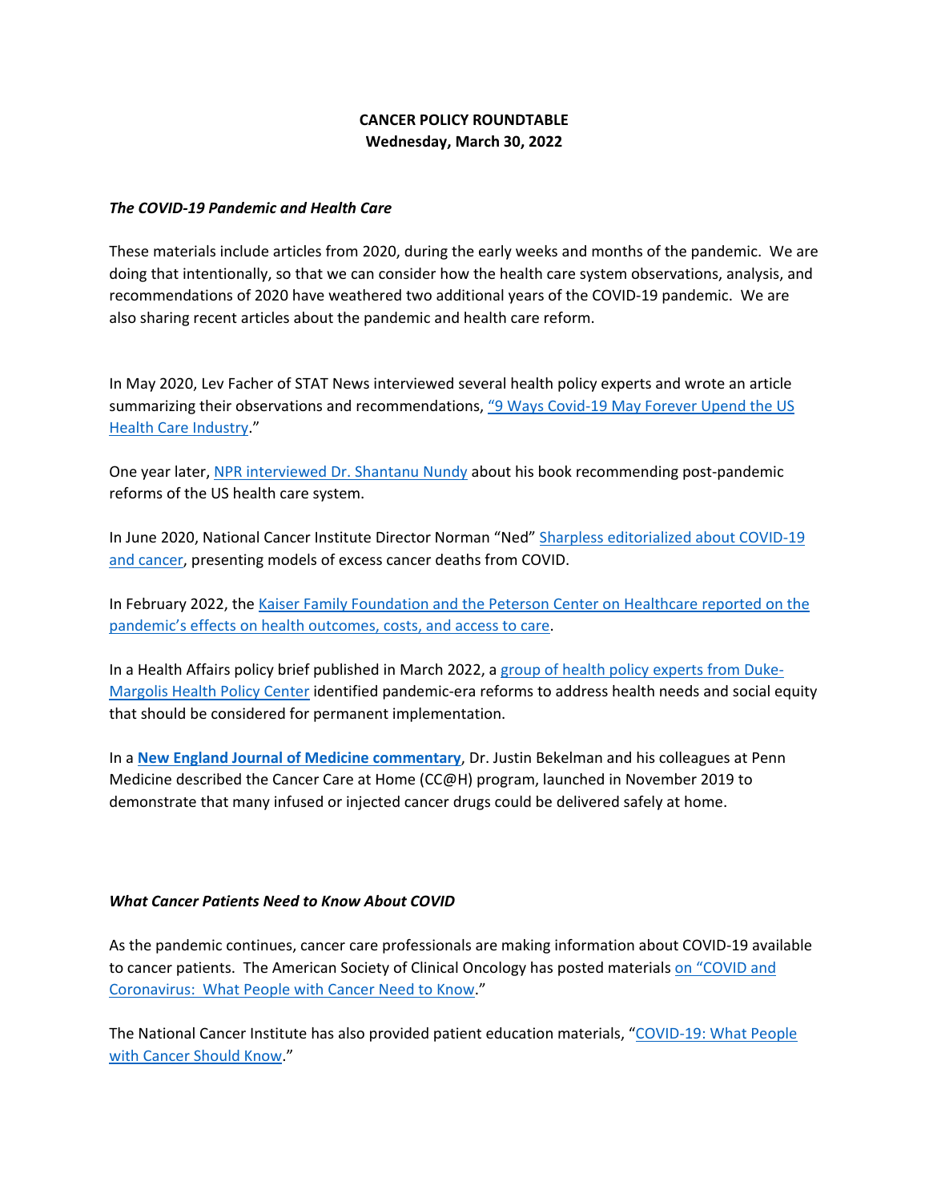**CANCER POLICY ROUNDTABLE**
**Wednesday, March 30, 2022**

***The COVID-19 Pandemic and Health Care***

These materials include articles from 2020, during the early weeks and months of the pandemic. We are doing that intentionally, so that we can consider how the health care system observations, analysis, and recommendations of 2020 have weathered two additional years of the COVID-19 pandemic. We are also sharing recent articles about the pandemic and health care reform.

In May 2020, Lev Facher of STAT News interviewed several health policy experts and wrote an article summarizing their observations and recommendations, "9 Ways Covid-19 May Forever Upend the US Health Care Industry."

One year later, NPR interviewed Dr. Shantanu Nundy about his book recommending post-pandemic reforms of the US health care system.

In June 2020, National Cancer Institute Director Norman "Ned" Sharpless editorialized about COVID-19 and cancer, presenting models of excess cancer deaths from COVID.

In February 2022, the Kaiser Family Foundation and the Peterson Center on Healthcare reported on the pandemic's effects on health outcomes, costs, and access to care.

In a Health Affairs policy brief published in March 2022, a group of health policy experts from Duke-Margolis Health Policy Center identified pandemic-era reforms to address health needs and social equity that should be considered for permanent implementation.

In a **New England Journal of Medicine commentary**, Dr. Justin Bekelman and his colleagues at Penn Medicine described the Cancer Care at Home (CC@H) program, launched in November 2019 to demonstrate that many infused or injected cancer drugs could be delivered safely at home.

***What Cancer Patients Need to Know About COVID***

As the pandemic continues, cancer care professionals are making information about COVID-19 available to cancer patients. The American Society of Clinical Oncology has posted materials on "COVID and Coronavirus: What People with Cancer Need to Know."

The National Cancer Institute has also provided patient education materials, "COVID-19: What People with Cancer Should Know."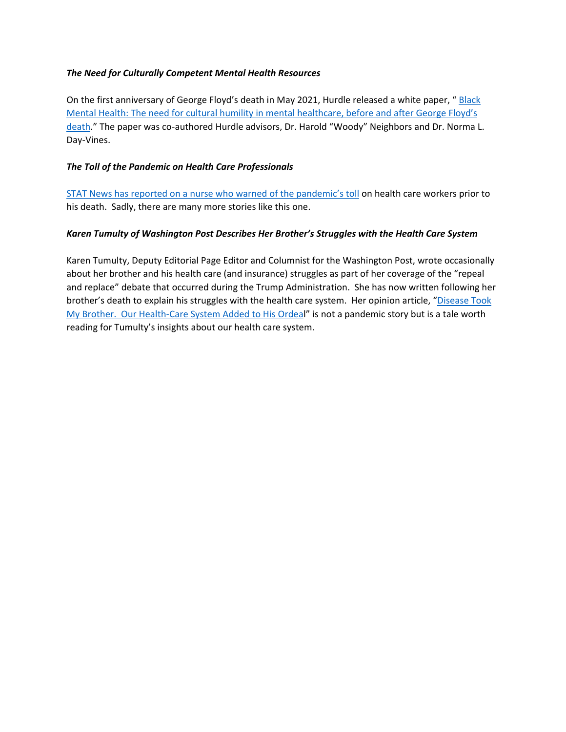***The Need for Culturally Competent Mental Health Resources***

On the first anniversary of George Floyd's death in May 2021, Hurdle released a white paper, " Black Mental Health: The need for cultural humility in mental healthcare, before and after George Floyd's death." The paper was co-authored Hurdle advisors, Dr. Harold "Woody" Neighbors and Dr. Norma L. Day-Vines.

***The Toll of the Pandemic on Health Care Professionals***

STAT News has reported on a nurse who warned of the pandemic's toll on health care workers prior to his death. Sadly, there are many more stories like this one.

***Karen Tumulty of Washington Post Describes Her Brother's Struggles with the Health Care System***

Karen Tumulty, Deputy Editorial Page Editor and Columnist for the Washington Post, wrote occasionally about her brother and his health care (and insurance) struggles as part of her coverage of the "repeal and replace" debate that occurred during the Trump Administration. She has now written following her brother's death to explain his struggles with the health care system. Her opinion article, "Disease Took My Brother. Our Health-Care System Added to His Ordeal" is not a pandemic story but is a tale worth reading for Tumulty's insights about our health care system.